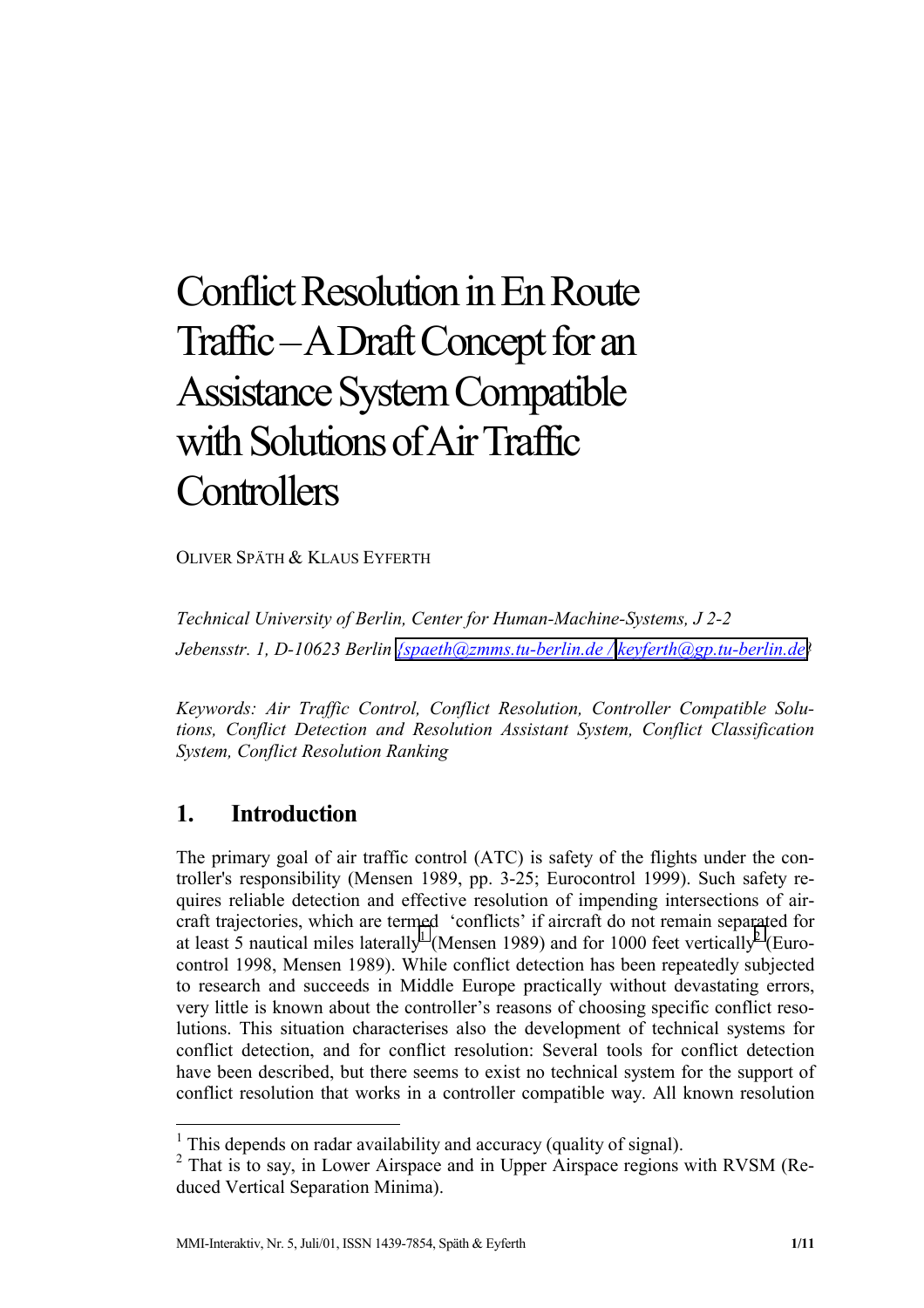# Conflict Resolution in En Route Traffic – A Draft Concept for an Assistance System Compatible with Solutions of Air Traffic Controllers

OLIVER SPÄTH & KLAUS EYFERTH

*Technical University of Berlin, Center for Human-Machine-Systems, J 2-2*
*Jebensstr. 1, D-10623 Berlin {spaeth@zmms.tu-berlin.de / keyferth@gp.tu-berlin.de}*

*Keywords: Air Traffic Control, Conflict Resolution, Controller Compatible Solutions, Conflict Detection and Resolution Assistant System, Conflict Classification System, Conflict Resolution Ranking*

## 1. Introduction

The primary goal of air traffic control (ATC) is safety of the flights under the controller's responsibility (Mensen 1989, pp. 3-25; Eurocontrol 1999). Such safety requires reliable detection and effective resolution of impending intersections of aircraft trajectories, which are termed 'conflicts' if aircraft do not remain separated for at least 5 nautical miles laterally[1] (Mensen 1989) and for 1000 feet vertically[2] (Eurocontrol 1998, Mensen 1989). While conflict detection has been repeatedly subjected to research and succeeds in Middle Europe practically without devastating errors, very little is known about the controller's reasons of choosing specific conflict resolutions. This situation characterises also the development of technical systems for conflict detection, and for conflict resolution: Several tools for conflict detection have been described, but there seems to exist no technical system for the support of conflict resolution that works in a controller compatible way. All known resolution

[1] This depends on radar availability and accuracy (quality of signal).
[2] That is to say, in Lower Airspace and in Upper Airspace regions with RVSM (Reduced Vertical Separation Minima).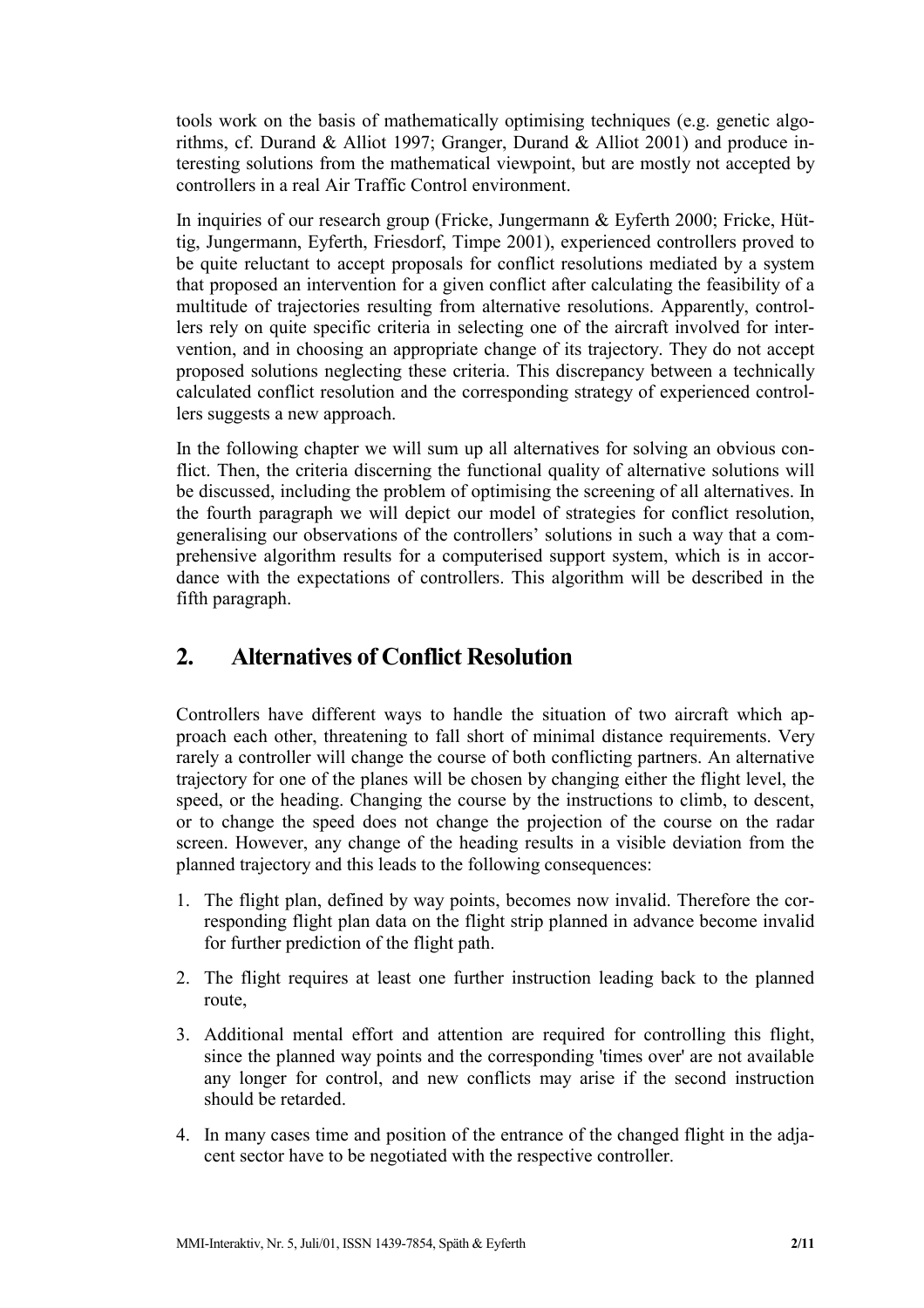tools work on the basis of mathematically optimising techniques (e.g. genetic algorithms, cf. Durand & Alliot 1997; Granger, Durand & Alliot 2001) and produce interesting solutions from the mathematical viewpoint, but are mostly not accepted by controllers in a real Air Traffic Control environment.

In inquiries of our research group (Fricke, Jungermann & Eyferth 2000; Fricke, Hüttig, Jungermann, Eyferth, Friesdorf, Timpe 2001), experienced controllers proved to be quite reluctant to accept proposals for conflict resolutions mediated by a system that proposed an intervention for a given conflict after calculating the feasibility of a multitude of trajectories resulting from alternative resolutions. Apparently, controllers rely on quite specific criteria in selecting one of the aircraft involved for intervention, and in choosing an appropriate change of its trajectory. They do not accept proposed solutions neglecting these criteria. This discrepancy between a technically calculated conflict resolution and the corresponding strategy of experienced controllers suggests a new approach.

In the following chapter we will sum up all alternatives for solving an obvious conflict. Then, the criteria discerning the functional quality of alternative solutions will be discussed, including the problem of optimising the screening of all alternatives. In the fourth paragraph we will depict our model of strategies for conflict resolution, generalising our observations of the controllers' solutions in such a way that a comprehensive algorithm results for a computerised support system, which is in accordance with the expectations of controllers. This algorithm will be described in the fifth paragraph.

## 2. Alternatives of Conflict Resolution

Controllers have different ways to handle the situation of two aircraft which approach each other, threatening to fall short of minimal distance requirements. Very rarely a controller will change the course of both conflicting partners. An alternative trajectory for one of the planes will be chosen by changing either the flight level, the speed, or the heading. Changing the course by the instructions to climb, to descent, or to change the speed does not change the projection of the course on the radar screen. However, any change of the heading results in a visible deviation from the planned trajectory and this leads to the following consequences:

1. The flight plan, defined by way points, becomes now invalid. Therefore the corresponding flight plan data on the flight strip planned in advance become invalid for further prediction of the flight path.
2. The flight requires at least one further instruction leading back to the planned route,
3. Additional mental effort and attention are required for controlling this flight, since the planned way points and the corresponding 'times over' are not available any longer for control, and new conflicts may arise if the second instruction should be retarded.
4. In many cases time and position of the entrance of the changed flight in the adjacent sector have to be negotiated with the respective controller.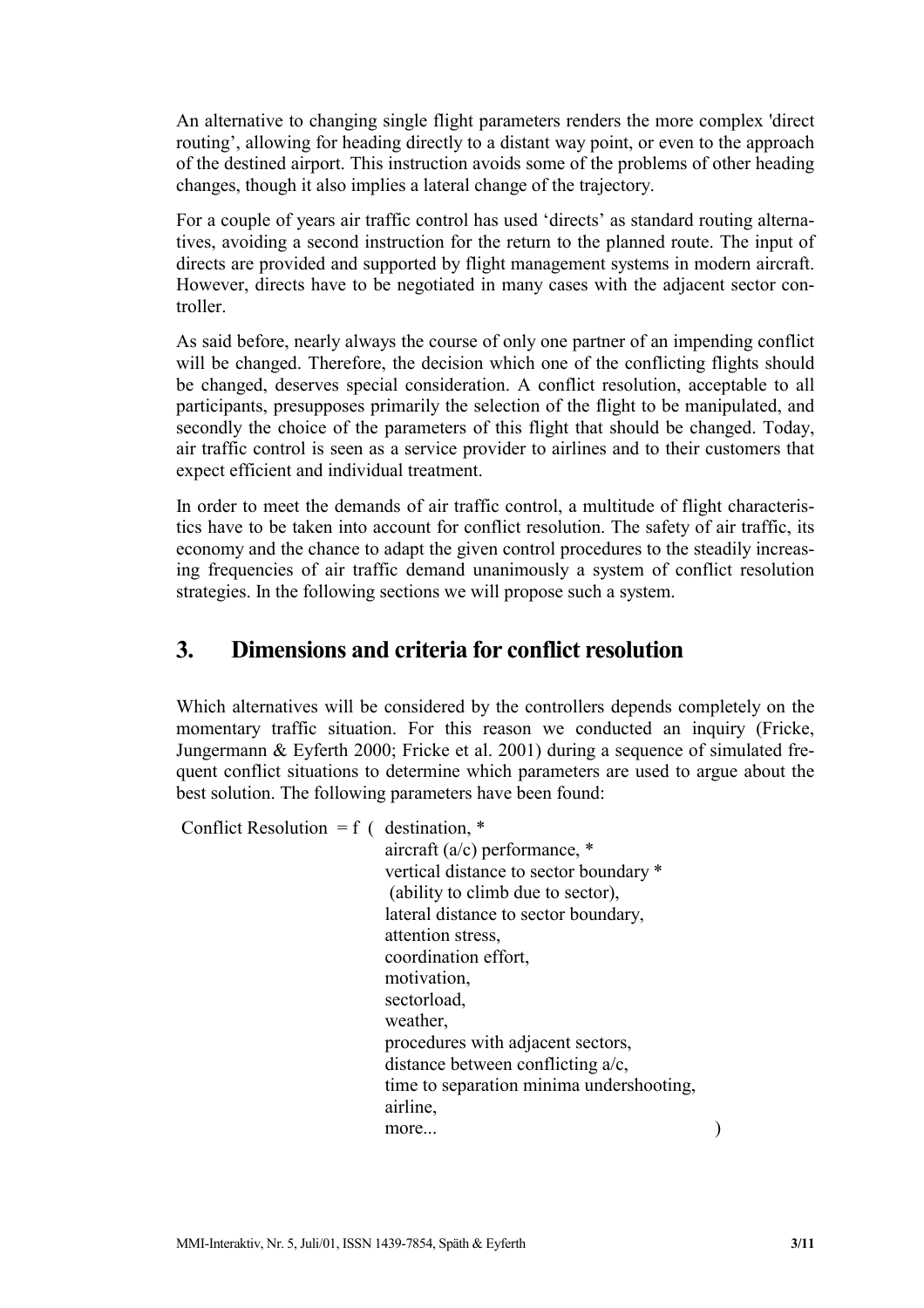An alternative to changing single flight parameters renders the more complex 'direct routing', allowing for heading directly to a distant way point, or even to the approach of the destined airport. This instruction avoids some of the problems of other heading changes, though it also implies a lateral change of the trajectory.

For a couple of years air traffic control has used 'directs' as standard routing alternatives, avoiding a second instruction for the return to the planned route. The input of directs are provided and supported by flight management systems in modern aircraft. However, directs have to be negotiated in many cases with the adjacent sector controller.

As said before, nearly always the course of only one partner of an impending conflict will be changed. Therefore, the decision which one of the conflicting flights should be changed, deserves special consideration. A conflict resolution, acceptable to all participants, presupposes primarily the selection of the flight to be manipulated, and secondly the choice of the parameters of this flight that should be changed. Today, air traffic control is seen as a service provider to airlines and to their customers that expect efficient and individual treatment.

In order to meet the demands of air traffic control, a multitude of flight characteristics have to be taken into account for conflict resolution. The safety of air traffic, its economy and the chance to adapt the given control procedures to the steadily increasing frequencies of air traffic demand unanimously a system of conflict resolution strategies. In the following sections we will propose such a system.

## 3. Dimensions and criteria for conflict resolution

Which alternatives will be considered by the controllers depends completely on the momentary traffic situation. For this reason we conducted an inquiry (Fricke, Jungermann & Eyferth 2000; Fricke et al. 2001) during a sequence of simulated frequent conflict situations to determine which parameters are used to argue about the best solution. The following parameters have been found:

```
Conflict Resolution = f ( destination, *
                          aircraft (a/c) performance, *
                          vertical distance to sector boundary *
                           (ability to climb due to sector),
                          lateral distance to sector boundary,
                          attention stress,
                          coordination effort,
                          motivation,
                          sectorload,
                          weather,
                          procedures with adjacent sectors,
                          distance between conflicting a/c,
                          time to separation minima undershooting,
                          airline,
                          more...                                  )
```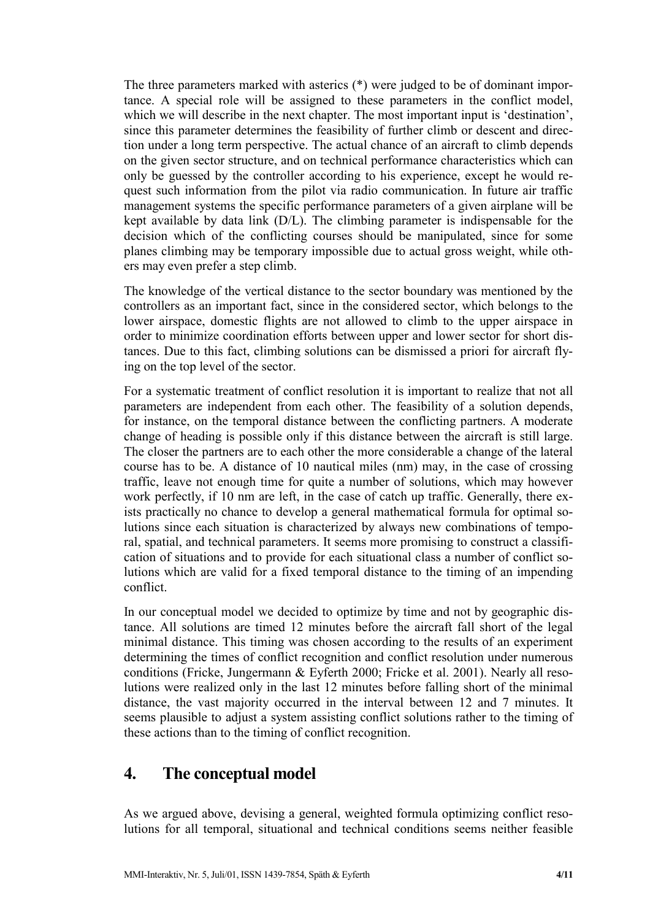The three parameters marked with asterics (*) were judged to be of dominant importance. A special role will be assigned to these parameters in the conflict model, which we will describe in the next chapter. The most important input is 'destination', since this parameter determines the feasibility of further climb or descent and direction under a long term perspective. The actual chance of an aircraft to climb depends on the given sector structure, and on technical performance characteristics which can only be guessed by the controller according to his experience, except he would request such information from the pilot via radio communication. In future air traffic management systems the specific performance parameters of a given airplane will be kept available by data link (D/L). The climbing parameter is indispensable for the decision which of the conflicting courses should be manipulated, since for some planes climbing may be temporary impossible due to actual gross weight, while others may even prefer a step climb.

The knowledge of the vertical distance to the sector boundary was mentioned by the controllers as an important fact, since in the considered sector, which belongs to the lower airspace, domestic flights are not allowed to climb to the upper airspace in order to minimize coordination efforts between upper and lower sector for short distances. Due to this fact, climbing solutions can be dismissed a priori for aircraft flying on the top level of the sector.

For a systematic treatment of conflict resolution it is important to realize that not all parameters are independent from each other. The feasibility of a solution depends, for instance, on the temporal distance between the conflicting partners. A moderate change of heading is possible only if this distance between the aircraft is still large. The closer the partners are to each other the more considerable a change of the lateral course has to be. A distance of 10 nautical miles (nm) may, in the case of crossing traffic, leave not enough time for quite a number of solutions, which may however work perfectly, if 10 nm are left, in the case of catch up traffic. Generally, there exists practically no chance to develop a general mathematical formula for optimal solutions since each situation is characterized by always new combinations of temporal, spatial, and technical parameters. It seems more promising to construct a classification of situations and to provide for each situational class a number of conflict solutions which are valid for a fixed temporal distance to the timing of an impending conflict.

In our conceptual model we decided to optimize by time and not by geographic distance. All solutions are timed 12 minutes before the aircraft fall short of the legal minimal distance. This timing was chosen according to the results of an experiment determining the times of conflict recognition and conflict resolution under numerous conditions (Fricke, Jungermann & Eyferth 2000; Fricke et al. 2001). Nearly all resolutions were realized only in the last 12 minutes before falling short of the minimal distance, the vast majority occurred in the interval between 12 and 7 minutes. It seems plausible to adjust a system assisting conflict solutions rather to the timing of these actions than to the timing of conflict recognition.

## 4. The conceptual model

As we argued above, devising a general, weighted formula optimizing conflict resolutions for all temporal, situational and technical conditions seems neither feasible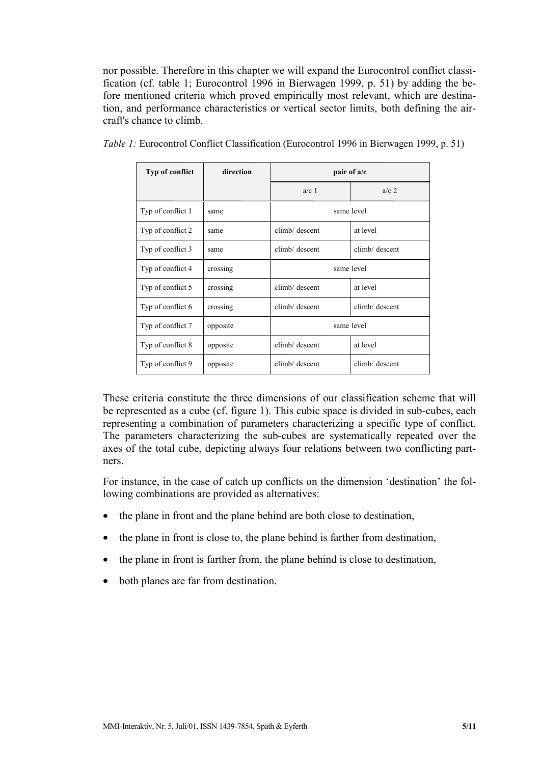nor possible. Therefore in this chapter we will expand the Eurocontrol conflict classification (cf. table 1; Eurocontrol 1996 in Bierwagen 1999, p. 51) by adding the before mentioned criteria which proved empirically most relevant, which are destination, and performance characteristics or vertical sector limits, both defining the aircraft's chance to climb.

*Table 1:* Eurocontrol Conflict Classification (Eurocontrol 1996 in Bierwagen 1999, p. 51)

| Typ of conflict | direction | pair of a/c | |
|---|---|---|---|
| | | a/c 1 | a/c 2 |
| Typ of conflict 1 | same | same level | |
| Typ of conflict 2 | same | climb/ descent | at level |
| Typ of conflict 3 | same | climb/ descent | climb/ descent |
| Typ of conflict 4 | crossing | same level | |
| Typ of conflict 5 | crossing | climb/ descent | at level |
| Typ of conflict 6 | crossing | climb/ descent | climb/ descent |
| Typ of conflict 7 | opposite | same level | |
| Typ of conflict 8 | opposite | climb/ descent | at level |
| Typ of conflict 9 | opposite | climb/ descent | climb/ descent |

These criteria constitute the three dimensions of our classification scheme that will be represented as a cube (cf. figure 1). This cubic space is divided in sub-cubes, each representing a combination of parameters characterizing a specific type of conflict. The parameters characterizing the sub-cubes are systematically repeated over the axes of the total cube, depicting always four relations between two conflicting partners.

For instance, in the case of catch up conflicts on the dimension 'destination' the following combinations are provided as alternatives:

- the plane in front and the plane behind are both close to destination,
- the plane in front is close to, the plane behind is farther from destination,
- the plane in front is farther from, the plane behind is close to destination,
- both planes are far from destination.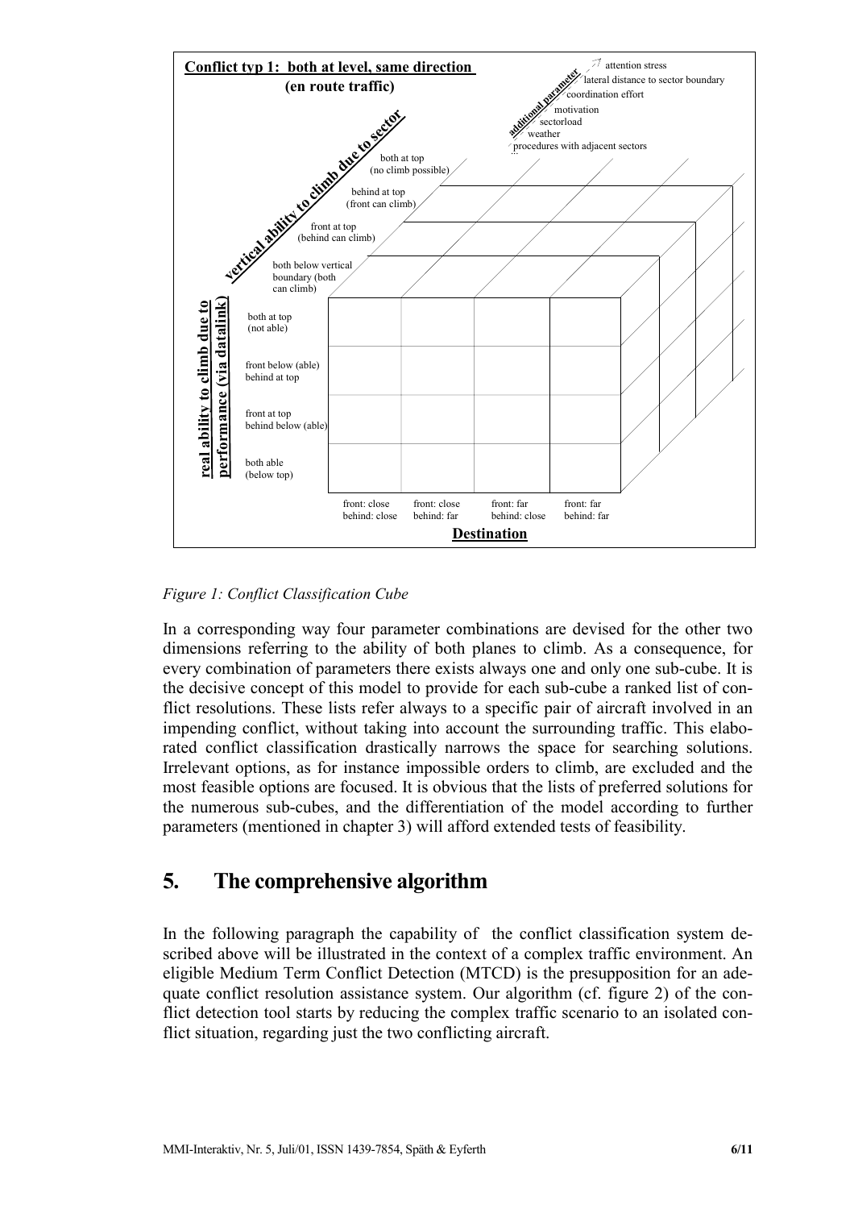**Conflict typ 1: both at level, same direction**
**(en route traffic)**

**additional parameter:** attention stress; lateral distance to sector boundary; coordination effort; motivation; sectorload; weather; procedures with adjacent sectors; ...

**vertical ability to climb due to sector:** both at top (no climb possible); behind at top (front can climb); front at top (behind can climb); both below vertical boundary (both can climb)

**real ability to climb due to performance (via datalink):** both at top (not able); front below (able) behind at top; front at top behind below (able); both able (below top)

**Destination:** front: close behind: close; front: close behind: far; front: far behind: close; front: far behind: far

*Figure 1: Conflict Classification Cube*

In a corresponding way four parameter combinations are devised for the other two dimensions referring to the ability of both planes to climb. As a consequence, for every combination of parameters there exists always one and only one sub-cube. It is the decisive concept of this model to provide for each sub-cube a ranked list of conflict resolutions. These lists refer always to a specific pair of aircraft involved in an impending conflict, without taking into account the surrounding traffic. This elaborated conflict classification drastically narrows the space for searching solutions. Irrelevant options, as for instance impossible orders to climb, are excluded and the most feasible options are focused. It is obvious that the lists of preferred solutions for the numerous sub-cubes, and the differentiation of the model according to further parameters (mentioned in chapter 3) will afford extended tests of feasibility.

## 5. The comprehensive algorithm

In the following paragraph the capability of the conflict classification system described above will be illustrated in the context of a complex traffic environment. An eligible Medium Term Conflict Detection (MTCD) is the presupposition for an adequate conflict resolution assistance system. Our algorithm (cf. figure 2) of the conflict detection tool starts by reducing the complex traffic scenario to an isolated conflict situation, regarding just the two conflicting aircraft.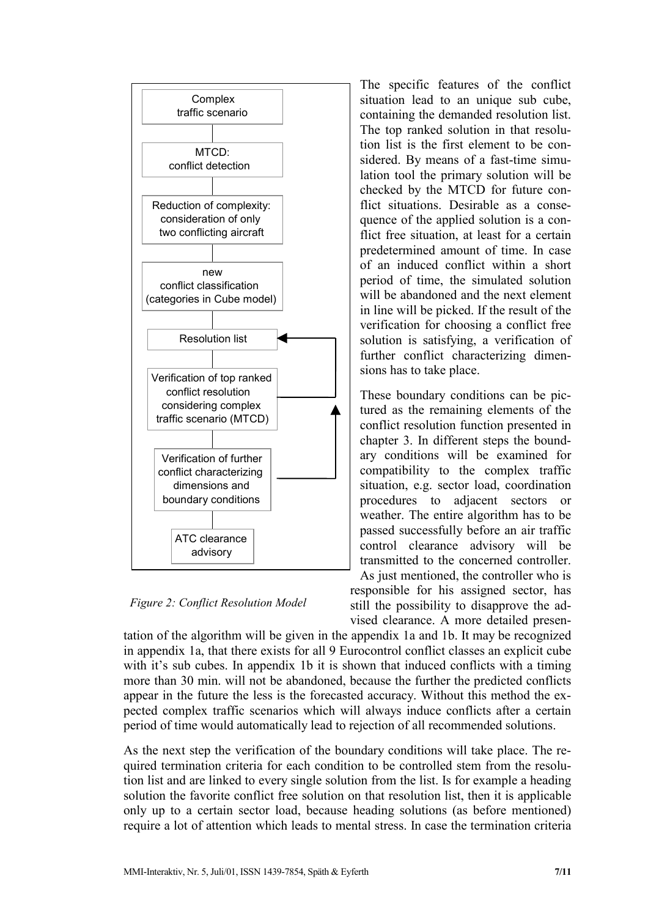Complex traffic scenario

MTCD: conflict detection

Reduction of complexity: consideration of only two conflicting aircraft

new conflict classification (categories in Cube model)

Resolution list

Verification of top ranked conflict resolution considering complex traffic scenario (MTCD)

Verification of further conflict characterizing dimensions and boundary conditions

ATC clearance advisory

*Figure 2: Conflict Resolution Model*

The specific features of the conflict situation lead to an unique sub cube, containing the demanded resolution list. The top ranked solution in that resolution list is the first element to be considered. By means of a fast-time simulation tool the primary solution will be checked by the MTCD for future conflict situations. Desirable as a consequence of the applied solution is a conflict free situation, at least for a certain predetermined amount of time. In case of an induced conflict within a short period of time, the simulated solution will be abandoned and the next element in line will be picked. If the result of the verification for choosing a conflict free solution is satisfying, a verification of further conflict characterizing dimensions has to take place.

These boundary conditions can be pictured as the remaining elements of the conflict resolution function presented in chapter 3. In different steps the boundary conditions will be examined for compatibility to the complex traffic situation, e.g. sector load, coordination procedures to adjacent sectors or weather. The entire algorithm has to be passed successfully before an air traffic control clearance advisory will be transmitted to the concerned controller. As just mentioned, the controller who is responsible for his assigned sector, has still the possibility to disapprove the advised clearance. A more detailed presentation of the algorithm will be given in the appendix 1a and 1b. It may be recognized in appendix 1a, that there exists for all 9 Eurocontrol conflict classes an explicit cube with it's sub cubes. In appendix 1b it is shown that induced conflicts with a timing more than 30 min. will not be abandoned, because the further the predicted conflicts appear in the future the less is the forecasted accuracy. Without this method the expected complex traffic scenarios which will always induce conflicts after a certain period of time would automatically lead to rejection of all recommended solutions.

As the next step the verification of the boundary conditions will take place. The required termination criteria for each condition to be controlled stem from the resolution list and are linked to every single solution from the list. Is for example a heading solution the favorite conflict free solution on that resolution list, then it is applicable only up to a certain sector load, because heading solutions (as before mentioned) require a lot of attention which leads to mental stress. In case the termination criteria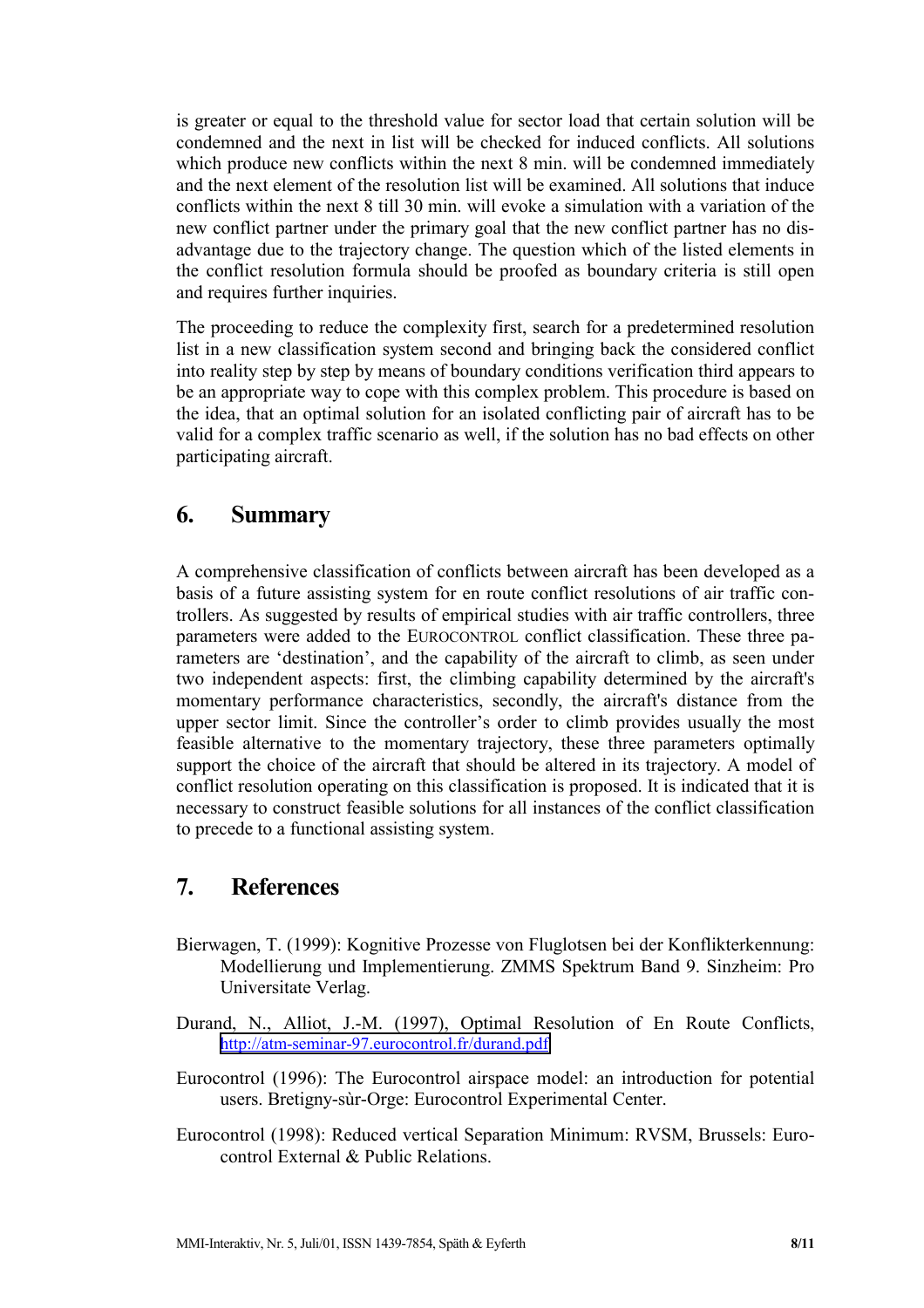is greater or equal to the threshold value for sector load that certain solution will be condemned and the next in list will be checked for induced conflicts. All solutions which produce new conflicts within the next 8 min. will be condemned immediately and the next element of the resolution list will be examined. All solutions that induce conflicts within the next 8 till 30 min. will evoke a simulation with a variation of the new conflict partner under the primary goal that the new conflict partner has no disadvantage due to the trajectory change. The question which of the listed elements in the conflict resolution formula should be proofed as boundary criteria is still open and requires further inquiries.

The proceeding to reduce the complexity first, search for a predetermined resolution list in a new classification system second and bringing back the considered conflict into reality step by step by means of boundary conditions verification third appears to be an appropriate way to cope with this complex problem. This procedure is based on the idea, that an optimal solution for an isolated conflicting pair of aircraft has to be valid for a complex traffic scenario as well, if the solution has no bad effects on other participating aircraft.

## 6. Summary

A comprehensive classification of conflicts between aircraft has been developed as a basis of a future assisting system for en route conflict resolutions of air traffic controllers. As suggested by results of empirical studies with air traffic controllers, three parameters were added to the EUROCONTROL conflict classification. These three parameters are 'destination', and the capability of the aircraft to climb, as seen under two independent aspects: first, the climbing capability determined by the aircraft's momentary performance characteristics, secondly, the aircraft's distance from the upper sector limit. Since the controller's order to climb provides usually the most feasible alternative to the momentary trajectory, these three parameters optimally support the choice of the aircraft that should be altered in its trajectory. A model of conflict resolution operating on this classification is proposed. It is indicated that it is necessary to construct feasible solutions for all instances of the conflict classification to precede to a functional assisting system.

## 7. References

Bierwagen, T. (1999): Kognitive Prozesse von Fluglotsen bei der Konflikterkennung: Modellierung und Implementierung. ZMMS Spektrum Band 9. Sinzheim: Pro Universitate Verlag.

Durand, N., Alliot, J.-M. (1997), Optimal Resolution of En Route Conflicts, http://atm-seminar-97.eurocontrol.fr/durand.pdf

Eurocontrol (1996): The Eurocontrol airspace model: an introduction for potential users. Bretigny-sùr-Orge: Eurocontrol Experimental Center.

Eurocontrol (1998): Reduced vertical Separation Minimum: RVSM, Brussels: Eurocontrol External & Public Relations.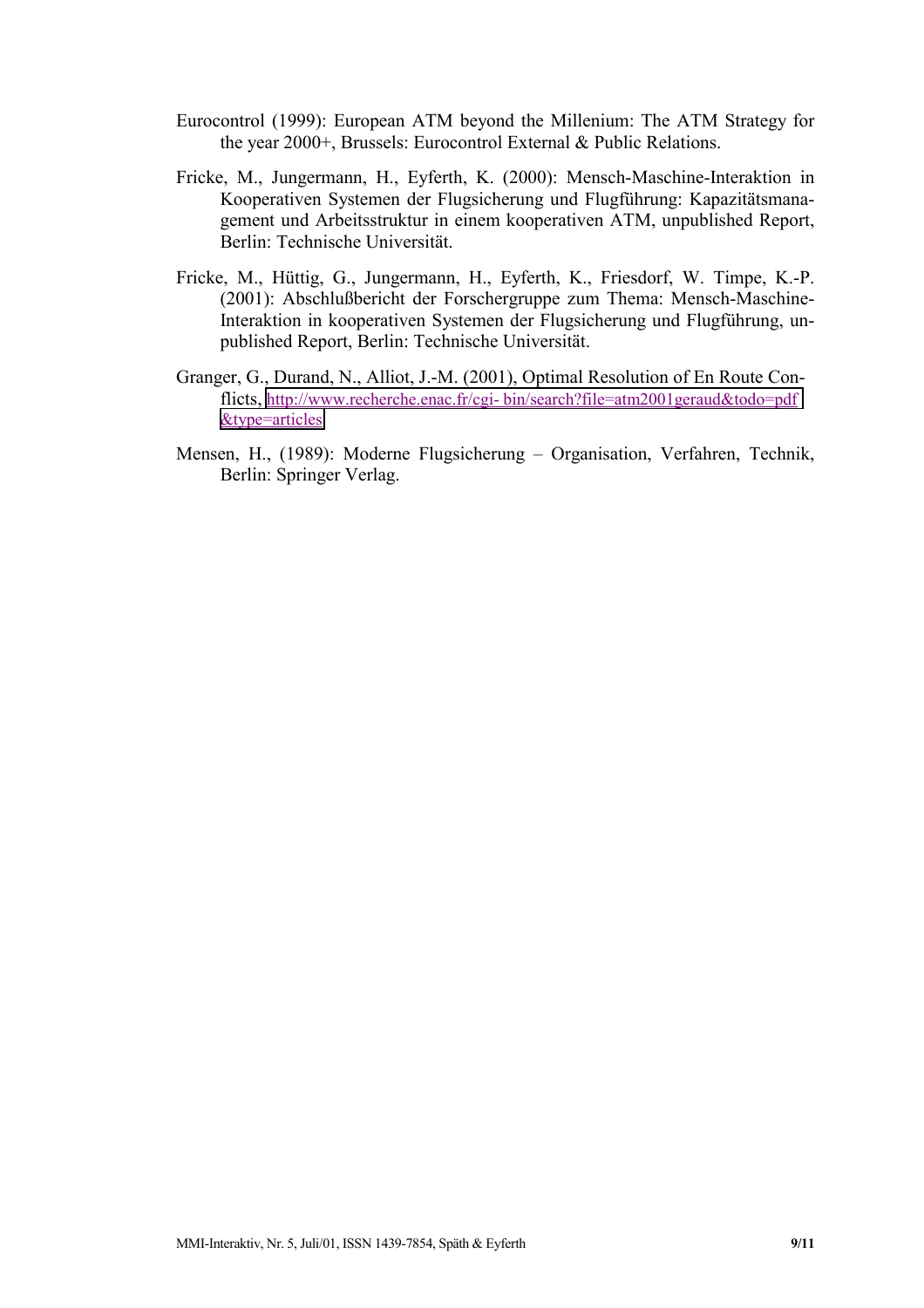Eurocontrol (1999): European ATM beyond the Millenium: The ATM Strategy for the year 2000+, Brussels: Eurocontrol External & Public Relations.

Fricke, M., Jungermann, H., Eyferth, K. (2000): Mensch-Maschine-Interaktion in Kooperativen Systemen der Flugsicherung und Flugführung: Kapazitätsmanagement und Arbeitsstruktur in einem kooperativen ATM, unpublished Report, Berlin: Technische Universität.

Fricke, M., Hüttig, G., Jungermann, H., Eyferth, K., Friesdorf, W. Timpe, K.-P. (2001): Abschlußbericht der Forschergruppe zum Thema: Mensch-Maschine-Interaktion in kooperativen Systemen der Flugsicherung und Flugführung, unpublished Report, Berlin: Technische Universität.

Granger, G., Durand, N., Alliot, J.-M. (2001), Optimal Resolution of En Route Conflicts, http://www.recherche.enac.fr/cgi- bin/search?file=atm2001geraud&todo=pdf &type=articles

Mensen, H., (1989): Moderne Flugsicherung – Organisation, Verfahren, Technik, Berlin: Springer Verlag.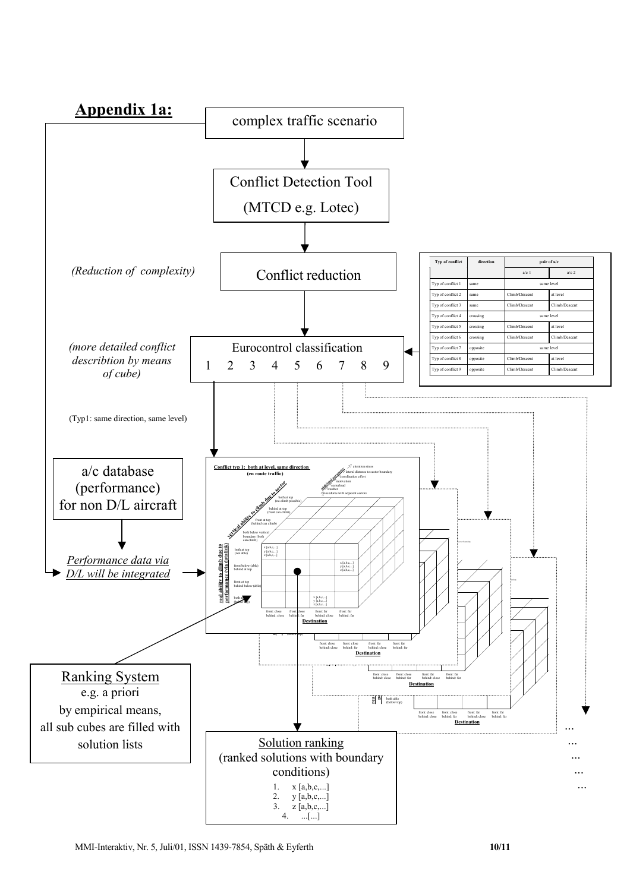## Appendix 1a:

complex traffic scenario

Conflict Detection Tool

(MTCD e.g. Lotec)

*(Reduction of complexity)*

Conflict reduction

*(more detailed conflict describtion by means of cube)*

Eurocontrol classification

1 2 3 4 5 6 7 8 9

| Typ of conflict | direction | pair of a/c | |
|---|---|---|---|
| | | a/c 1 | a/c 2 |
| Typ of conflict 1 | same | same level | |
| Typ of conflict 2 | same | Climb/Descent | at level |
| Typ of conflict 3 | same | Climb/Descent | Climb/Descent |
| Typ of conflict 4 | crossing | same level | |
| Typ of conflict 5 | crossing | Climb/Descent | at level |
| Typ of conflict 6 | crossing | Climb/Descent | Climb/Descent |
| Typ of conflict 7 | opposite | same level | |
| Typ of conflict 8 | opposite | Climb/Descent | at level |
| Typ of conflict 9 | opposite | Climb/Descent | Climb/Descent |

(Typ1: same direction, same level)

a/c database (performance) for non D/L aircraft

*Performance data via D/L will be integrated*

**Conflict typ 1: both at level, same direction (en route traffic)**

additional parameter: attention stress, lateral distance to sector boundary, coordination effort, motivation, sectorload, weather, procedures with adjacent sectors

vertical ability to climb due to sector: both at top (no climb possible); behind at top (front can climb); front at top (behind can climb); both below vertical boundary (both can climb)

real ability to climb due to performance (via datalink): both at top (not able); front below (able) behind at top; front at top behind below (able); both able (below top)

x [a,b,c,...] y [a,b,c,...] z [a,b,c,...]

Destination: front: close behind: close; front: close behind: far; front: far behind: close; front: far behind: far

Ranking System
e.g. a priori
by empirical means,
all sub cubes are filled with solution lists

Solution ranking
(ranked solutions with boundary conditions)

1. x [a,b,c,...]
2. y [a,b,c,...]
3. z [a,b,c,...]
4. ...[...]

...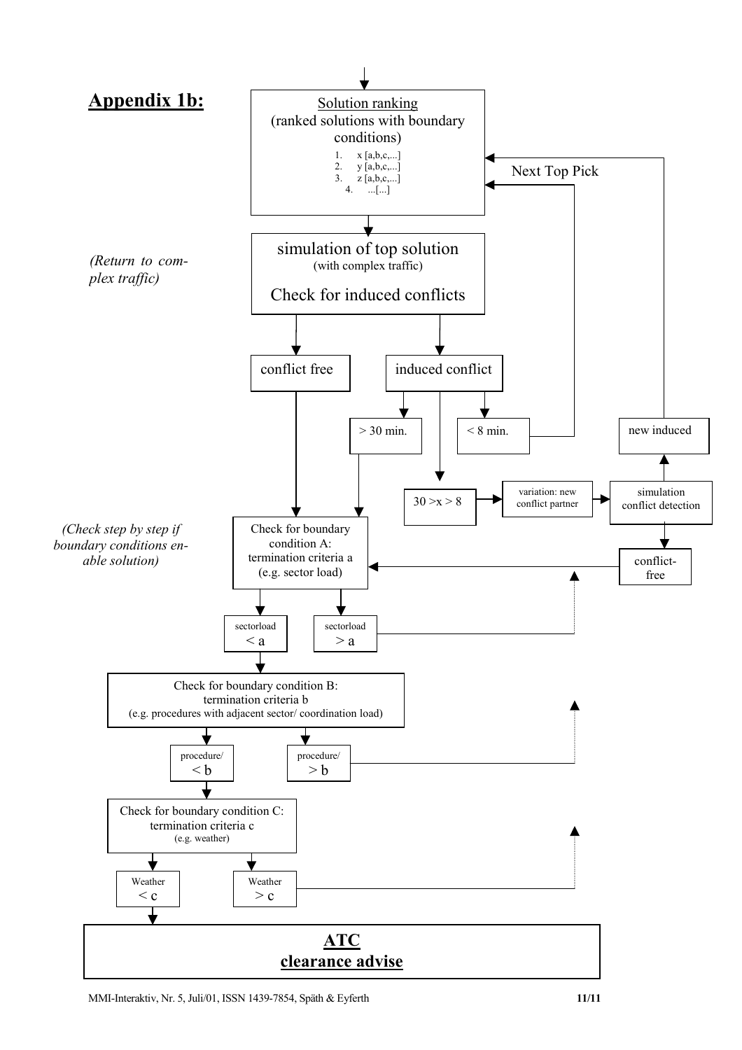## Appendix 1b:

Solution ranking
(ranked solutions with boundary conditions)

1. x [a,b,c,...]
2. y [a,b,c,...]
3. z [a,b,c,...]
4. ...[...]

Next Top Pick

*(Return to complex traffic)*

simulation of top solution
(with complex traffic)

Check for induced conflicts

conflict free

induced conflict

> 30 min.

< 8 min.

new induced

30 >x > 8

variation: new conflict partner

simulation conflict detection

conflict-free

*(Check step by step if boundary conditions enable solution)*

Check for boundary condition A:
termination criteria a
(e.g. sector load)

sectorload < a

sectorload > a

Check for boundary condition B:
termination criteria b
(e.g. procedures with adjacent sector/ coordination load)

procedure/ < b

procedure/ > b

Check for boundary condition C:
termination criteria c
(e.g. weather)

Weather < c

Weather > c

**ATC**
**clearance advise**